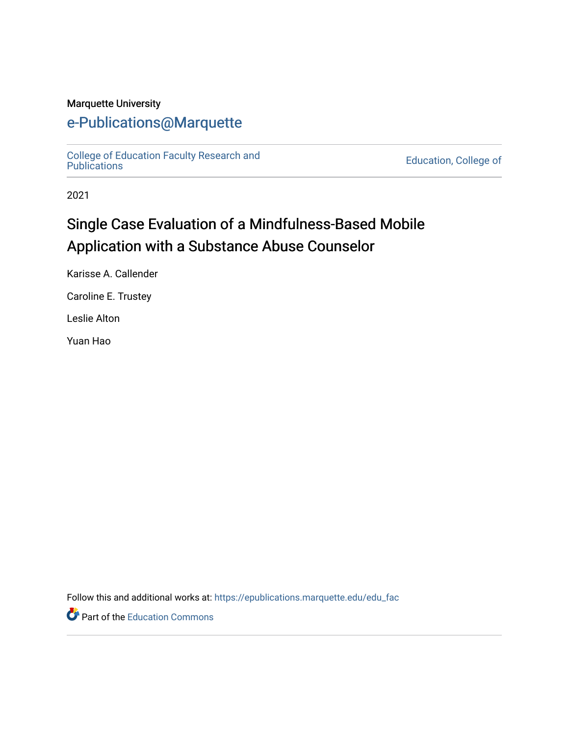Marquette University

# e-Publications@Marquette

College of Education Faculty Research and Publications

Education, College of

2021

# Single Case Evaluation of a Mindfulness-Based Mobile Application with a Substance Abuse Counselor

Karisse A. Callender

Caroline E. Trustey

Leslie Alton

Yuan Hao

Follow this and additional works at: https://epublications.marquette.edu/edu_fac

Part of the Education Commons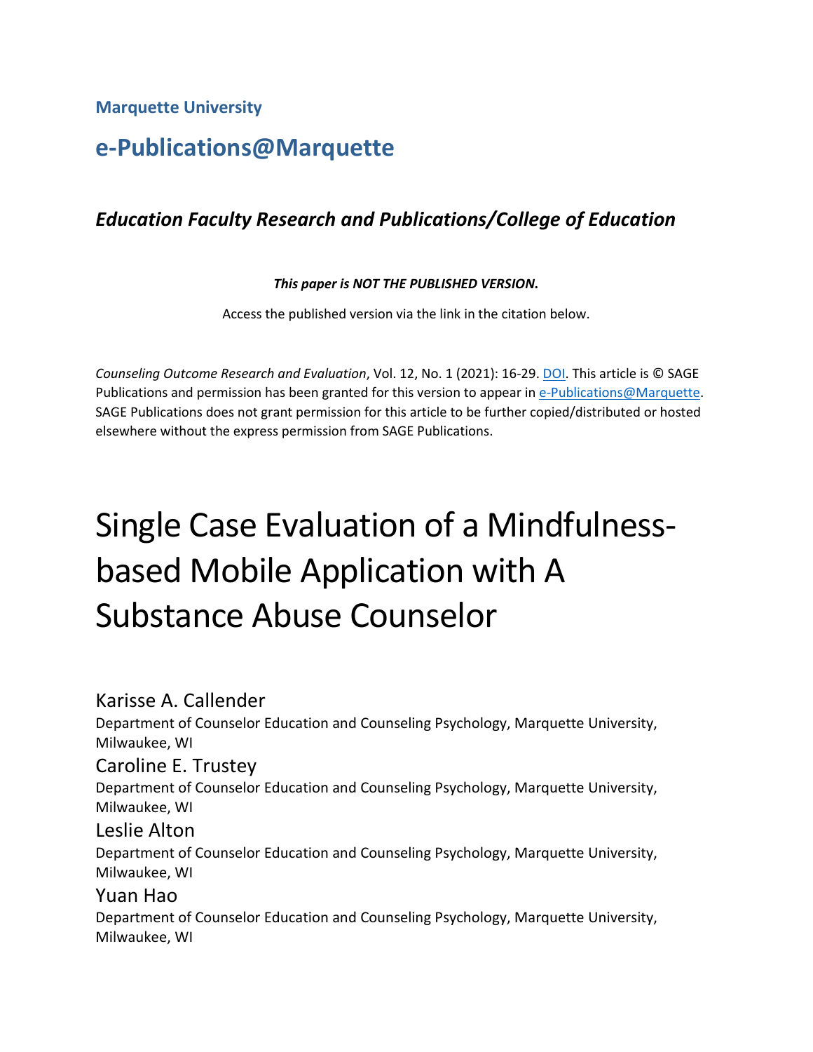Marquette University

# e-Publications@Marquette

## *Education Faculty Research and Publications/College of Education*

***This paper is NOT THE PUBLISHED VERSION.***

Access the published version via the link in the citation below.

*Counseling Outcome Research and Evaluation*, Vol. 12, No. 1 (2021): 16-29. DOI. This article is © SAGE Publications and permission has been granted for this version to appear in e-Publications@Marquette. SAGE Publications does not grant permission for this article to be further copied/distributed or hosted elsewhere without the express permission from SAGE Publications.

# Single Case Evaluation of a Mindfulness-based Mobile Application with A Substance Abuse Counselor

Karisse A. Callender
Department of Counselor Education and Counseling Psychology, Marquette University, Milwaukee, WI

Caroline E. Trustey
Department of Counselor Education and Counseling Psychology, Marquette University, Milwaukee, WI

Leslie Alton
Department of Counselor Education and Counseling Psychology, Marquette University, Milwaukee, WI

Yuan Hao
Department of Counselor Education and Counseling Psychology, Marquette University, Milwaukee, WI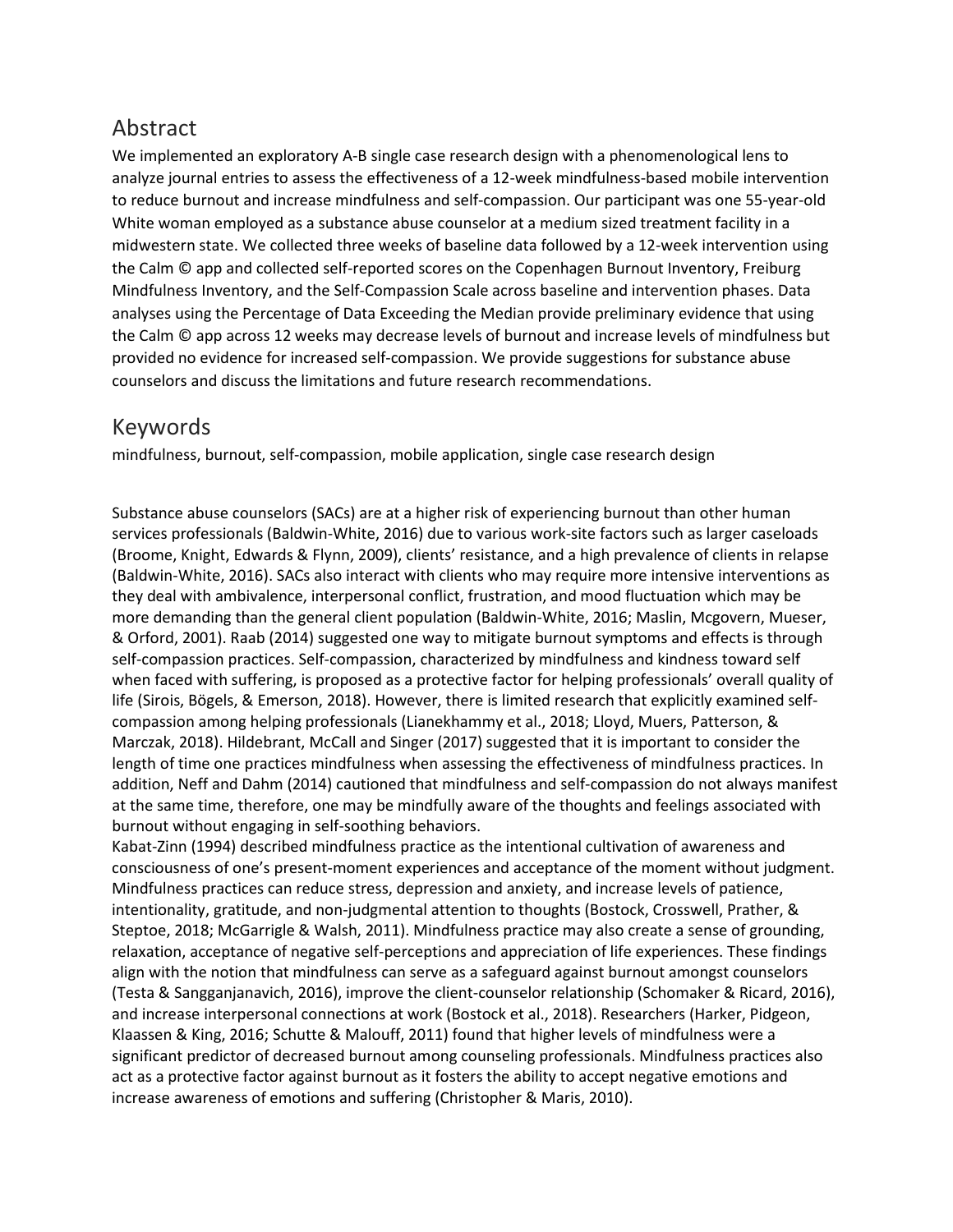## Abstract

We implemented an exploratory A-B single case research design with a phenomenological lens to analyze journal entries to assess the effectiveness of a 12-week mindfulness-based mobile intervention to reduce burnout and increase mindfulness and self-compassion. Our participant was one 55-year-old White woman employed as a substance abuse counselor at a medium sized treatment facility in a midwestern state. We collected three weeks of baseline data followed by a 12-week intervention using the Calm © app and collected self-reported scores on the Copenhagen Burnout Inventory, Freiburg Mindfulness Inventory, and the Self-Compassion Scale across baseline and intervention phases. Data analyses using the Percentage of Data Exceeding the Median provide preliminary evidence that using the Calm © app across 12 weeks may decrease levels of burnout and increase levels of mindfulness but provided no evidence for increased self-compassion. We provide suggestions for substance abuse counselors and discuss the limitations and future research recommendations.

## Keywords

mindfulness, burnout, self-compassion, mobile application, single case research design

Substance abuse counselors (SACs) are at a higher risk of experiencing burnout than other human services professionals (Baldwin-White, 2016) due to various work-site factors such as larger caseloads (Broome, Knight, Edwards & Flynn, 2009), clients' resistance, and a high prevalence of clients in relapse (Baldwin-White, 2016). SACs also interact with clients who may require more intensive interventions as they deal with ambivalence, interpersonal conflict, frustration, and mood fluctuation which may be more demanding than the general client population (Baldwin-White, 2016; Maslin, Mcgovern, Mueser, & Orford, 2001). Raab (2014) suggested one way to mitigate burnout symptoms and effects is through self-compassion practices. Self-compassion, characterized by mindfulness and kindness toward self when faced with suffering, is proposed as a protective factor for helping professionals' overall quality of life (Sirois, Bögels, & Emerson, 2018). However, there is limited research that explicitly examined self-compassion among helping professionals (Lianekhammy et al., 2018; Lloyd, Muers, Patterson, & Marczak, 2018). Hildebrant, McCall and Singer (2017) suggested that it is important to consider the length of time one practices mindfulness when assessing the effectiveness of mindfulness practices. In addition, Neff and Dahm (2014) cautioned that mindfulness and self-compassion do not always manifest at the same time, therefore, one may be mindfully aware of the thoughts and feelings associated with burnout without engaging in self-soothing behaviors.

Kabat-Zinn (1994) described mindfulness practice as the intentional cultivation of awareness and consciousness of one's present-moment experiences and acceptance of the moment without judgment. Mindfulness practices can reduce stress, depression and anxiety, and increase levels of patience, intentionality, gratitude, and non-judgmental attention to thoughts (Bostock, Crosswell, Prather, & Steptoe, 2018; McGarrigle & Walsh, 2011). Mindfulness practice may also create a sense of grounding, relaxation, acceptance of negative self-perceptions and appreciation of life experiences. These findings align with the notion that mindfulness can serve as a safeguard against burnout amongst counselors (Testa & Sangganjanavich, 2016), improve the client-counselor relationship (Schomaker & Ricard, 2016), and increase interpersonal connections at work (Bostock et al., 2018). Researchers (Harker, Pidgeon, Klaassen & King, 2016; Schutte & Malouff, 2011) found that higher levels of mindfulness were a significant predictor of decreased burnout among counseling professionals. Mindfulness practices also act as a protective factor against burnout as it fosters the ability to accept negative emotions and increase awareness of emotions and suffering (Christopher & Maris, 2010).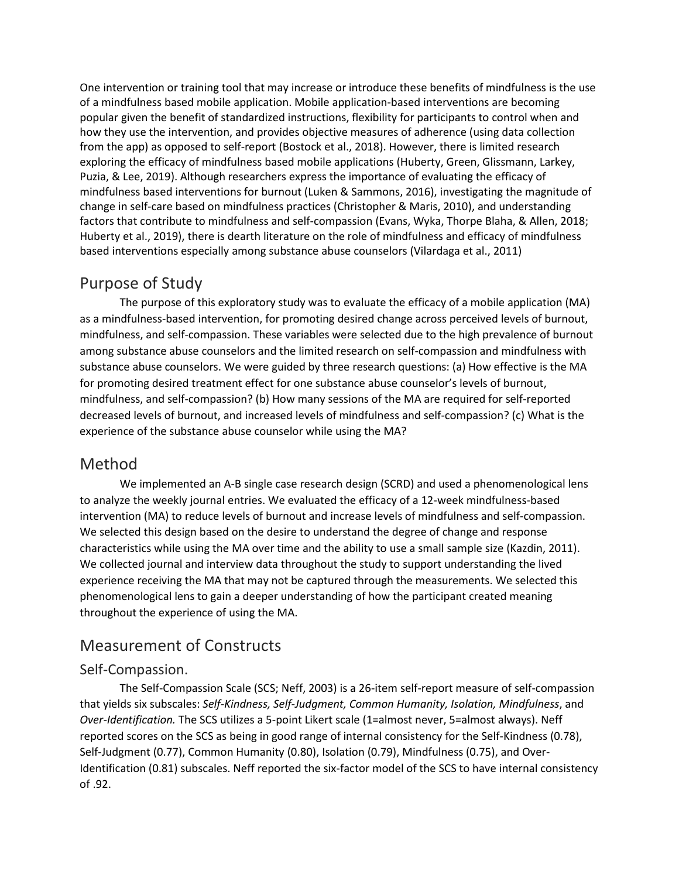One intervention or training tool that may increase or introduce these benefits of mindfulness is the use of a mindfulness based mobile application. Mobile application-based interventions are becoming popular given the benefit of standardized instructions, flexibility for participants to control when and how they use the intervention, and provides objective measures of adherence (using data collection from the app) as opposed to self-report (Bostock et al., 2018). However, there is limited research exploring the efficacy of mindfulness based mobile applications (Huberty, Green, Glissmann, Larkey, Puzia, & Lee, 2019). Although researchers express the importance of evaluating the efficacy of mindfulness based interventions for burnout (Luken & Sammons, 2016), investigating the magnitude of change in self-care based on mindfulness practices (Christopher & Maris, 2010), and understanding factors that contribute to mindfulness and self-compassion (Evans, Wyka, Thorpe Blaha, & Allen, 2018; Huberty et al., 2019), there is dearth literature on the role of mindfulness and efficacy of mindfulness based interventions especially among substance abuse counselors (Vilardaga et al., 2011)

## Purpose of Study

The purpose of this exploratory study was to evaluate the efficacy of a mobile application (MA) as a mindfulness-based intervention, for promoting desired change across perceived levels of burnout, mindfulness, and self-compassion. These variables were selected due to the high prevalence of burnout among substance abuse counselors and the limited research on self-compassion and mindfulness with substance abuse counselors. We were guided by three research questions: (a) How effective is the MA for promoting desired treatment effect for one substance abuse counselor's levels of burnout, mindfulness, and self-compassion? (b) How many sessions of the MA are required for self-reported decreased levels of burnout, and increased levels of mindfulness and self-compassion? (c) What is the experience of the substance abuse counselor while using the MA?

## Method

We implemented an A-B single case research design (SCRD) and used a phenomenological lens to analyze the weekly journal entries. We evaluated the efficacy of a 12-week mindfulness-based intervention (MA) to reduce levels of burnout and increase levels of mindfulness and self-compassion. We selected this design based on the desire to understand the degree of change and response characteristics while using the MA over time and the ability to use a small sample size (Kazdin, 2011). We collected journal and interview data throughout the study to support understanding the lived experience receiving the MA that may not be captured through the measurements. We selected this phenomenological lens to gain a deeper understanding of how the participant created meaning throughout the experience of using the MA.

## Measurement of Constructs

### Self-Compassion.

The Self-Compassion Scale (SCS; Neff, 2003) is a 26-item self-report measure of self-compassion that yields six subscales: *Self-Kindness, Self-Judgment, Common Humanity, Isolation, Mindfulness*, and *Over-Identification.* The SCS utilizes a 5-point Likert scale (1=almost never, 5=almost always). Neff reported scores on the SCS as being in good range of internal consistency for the Self-Kindness (0.78), Self-Judgment (0.77), Common Humanity (0.80), Isolation (0.79), Mindfulness (0.75), and Over-Identification (0.81) subscales. Neff reported the six-factor model of the SCS to have internal consistency of .92.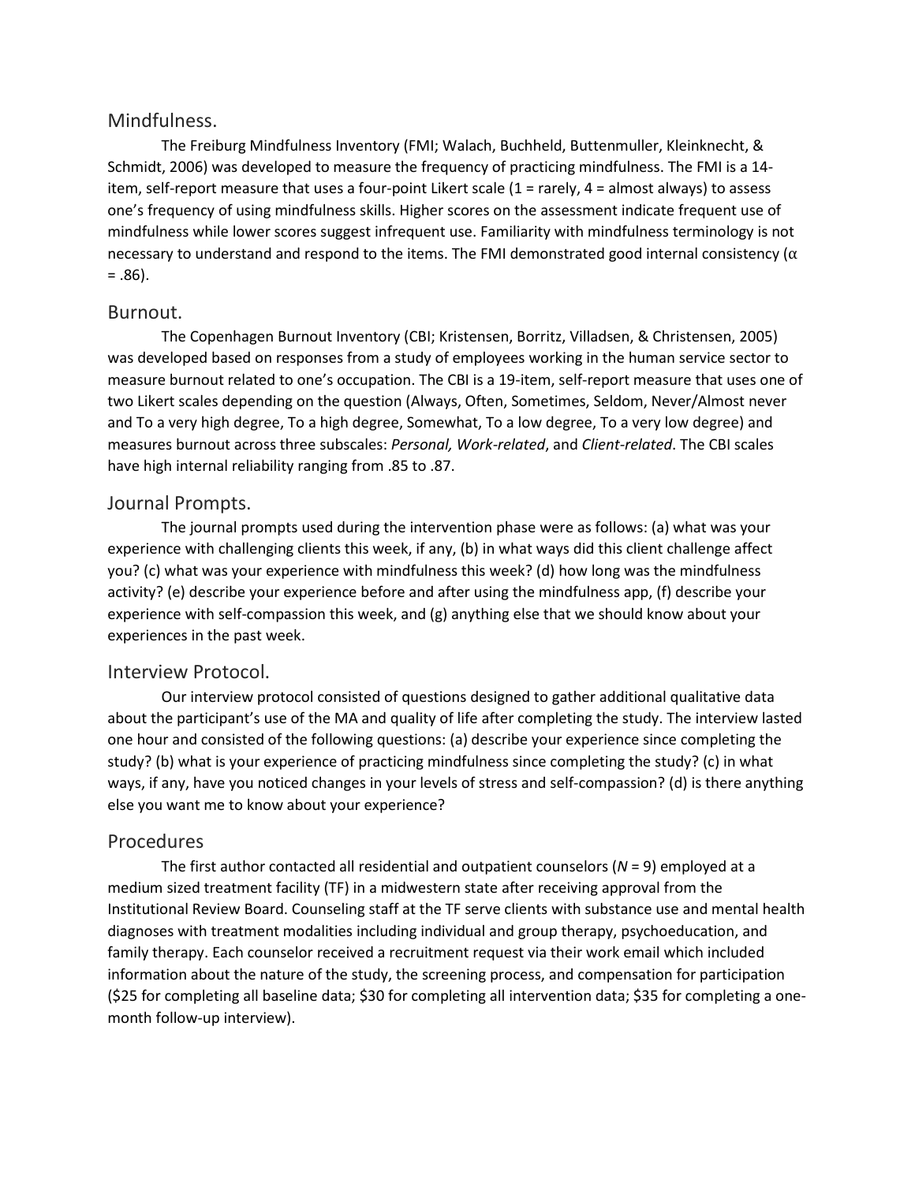### Mindfulness.

The Freiburg Mindfulness Inventory (FMI; Walach, Buchheld, Buttenmuller, Kleinknecht, & Schmidt, 2006) was developed to measure the frequency of practicing mindfulness. The FMI is a 14-item, self-report measure that uses a four-point Likert scale (1 = rarely, 4 = almost always) to assess one's frequency of using mindfulness skills. Higher scores on the assessment indicate frequent use of mindfulness while lower scores suggest infrequent use. Familiarity with mindfulness terminology is not necessary to understand and respond to the items. The FMI demonstrated good internal consistency ($\alpha = .86$).

### Burnout.

The Copenhagen Burnout Inventory (CBI; Kristensen, Borritz, Villadsen, & Christensen, 2005) was developed based on responses from a study of employees working in the human service sector to measure burnout related to one's occupation. The CBI is a 19-item, self-report measure that uses one of two Likert scales depending on the question (Always, Often, Sometimes, Seldom, Never/Almost never and To a very high degree, To a high degree, Somewhat, To a low degree, To a very low degree) and measures burnout across three subscales: *Personal, Work-related*, and *Client-related*. The CBI scales have high internal reliability ranging from .85 to .87.

### Journal Prompts.

The journal prompts used during the intervention phase were as follows: (a) what was your experience with challenging clients this week, if any, (b) in what ways did this client challenge affect you? (c) what was your experience with mindfulness this week? (d) how long was the mindfulness activity? (e) describe your experience before and after using the mindfulness app, (f) describe your experience with self-compassion this week, and (g) anything else that we should know about your experiences in the past week.

### Interview Protocol.

Our interview protocol consisted of questions designed to gather additional qualitative data about the participant's use of the MA and quality of life after completing the study. The interview lasted one hour and consisted of the following questions: (a) describe your experience since completing the study? (b) what is your experience of practicing mindfulness since completing the study? (c) in what ways, if any, have you noticed changes in your levels of stress and self-compassion? (d) is there anything else you want me to know about your experience?

## Procedures

The first author contacted all residential and outpatient counselors (*N* = 9) employed at a medium sized treatment facility (TF) in a midwestern state after receiving approval from the Institutional Review Board. Counseling staff at the TF serve clients with substance use and mental health diagnoses with treatment modalities including individual and group therapy, psychoeducation, and family therapy. Each counselor received a recruitment request via their work email which included information about the nature of the study, the screening process, and compensation for participation ($25 for completing all baseline data; $30 for completing all intervention data; $35 for completing a one-month follow-up interview).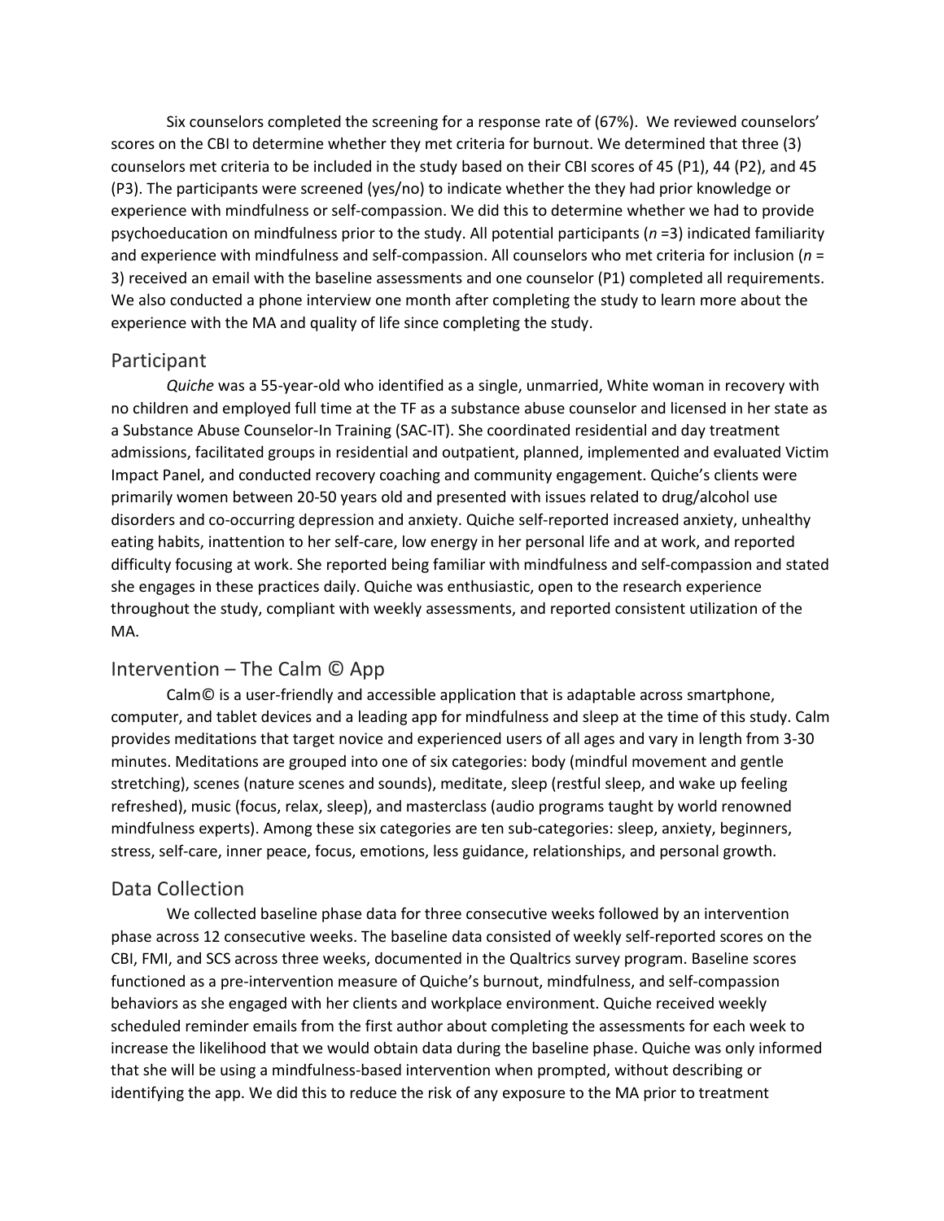Six counselors completed the screening for a response rate of (67%). We reviewed counselors' scores on the CBI to determine whether they met criteria for burnout. We determined that three (3) counselors met criteria to be included in the study based on their CBI scores of 45 (P1), 44 (P2), and 45 (P3). The participants were screened (yes/no) to indicate whether the they had prior knowledge or experience with mindfulness or self-compassion. We did this to determine whether we had to provide psychoeducation on mindfulness prior to the study. All potential participants ($n$ =3) indicated familiarity and experience with mindfulness and self-compassion. All counselors who met criteria for inclusion ($n$ = 3) received an email with the baseline assessments and one counselor (P1) completed all requirements. We also conducted a phone interview one month after completing the study to learn more about the experience with the MA and quality of life since completing the study.

## Participant

*Quiche* was a 55-year-old who identified as a single, unmarried, White woman in recovery with no children and employed full time at the TF as a substance abuse counselor and licensed in her state as a Substance Abuse Counselor-In Training (SAC-IT). She coordinated residential and day treatment admissions, facilitated groups in residential and outpatient, planned, implemented and evaluated Victim Impact Panel, and conducted recovery coaching and community engagement. Quiche's clients were primarily women between 20-50 years old and presented with issues related to drug/alcohol use disorders and co-occurring depression and anxiety. Quiche self-reported increased anxiety, unhealthy eating habits, inattention to her self-care, low energy in her personal life and at work, and reported difficulty focusing at work. She reported being familiar with mindfulness and self-compassion and stated she engages in these practices daily. Quiche was enthusiastic, open to the research experience throughout the study, compliant with weekly assessments, and reported consistent utilization of the MA.

## Intervention – The Calm © App

Calm© is a user-friendly and accessible application that is adaptable across smartphone, computer, and tablet devices and a leading app for mindfulness and sleep at the time of this study. Calm provides meditations that target novice and experienced users of all ages and vary in length from 3-30 minutes. Meditations are grouped into one of six categories: body (mindful movement and gentle stretching), scenes (nature scenes and sounds), meditate, sleep (restful sleep, and wake up feeling refreshed), music (focus, relax, sleep), and masterclass (audio programs taught by world renowned mindfulness experts). Among these six categories are ten sub-categories: sleep, anxiety, beginners, stress, self-care, inner peace, focus, emotions, less guidance, relationships, and personal growth.

## Data Collection

We collected baseline phase data for three consecutive weeks followed by an intervention phase across 12 consecutive weeks. The baseline data consisted of weekly self-reported scores on the CBI, FMI, and SCS across three weeks, documented in the Qualtrics survey program. Baseline scores functioned as a pre-intervention measure of Quiche's burnout, mindfulness, and self-compassion behaviors as she engaged with her clients and workplace environment. Quiche received weekly scheduled reminder emails from the first author about completing the assessments for each week to increase the likelihood that we would obtain data during the baseline phase. Quiche was only informed that she will be using a mindfulness-based intervention when prompted, without describing or identifying the app. We did this to reduce the risk of any exposure to the MA prior to treatment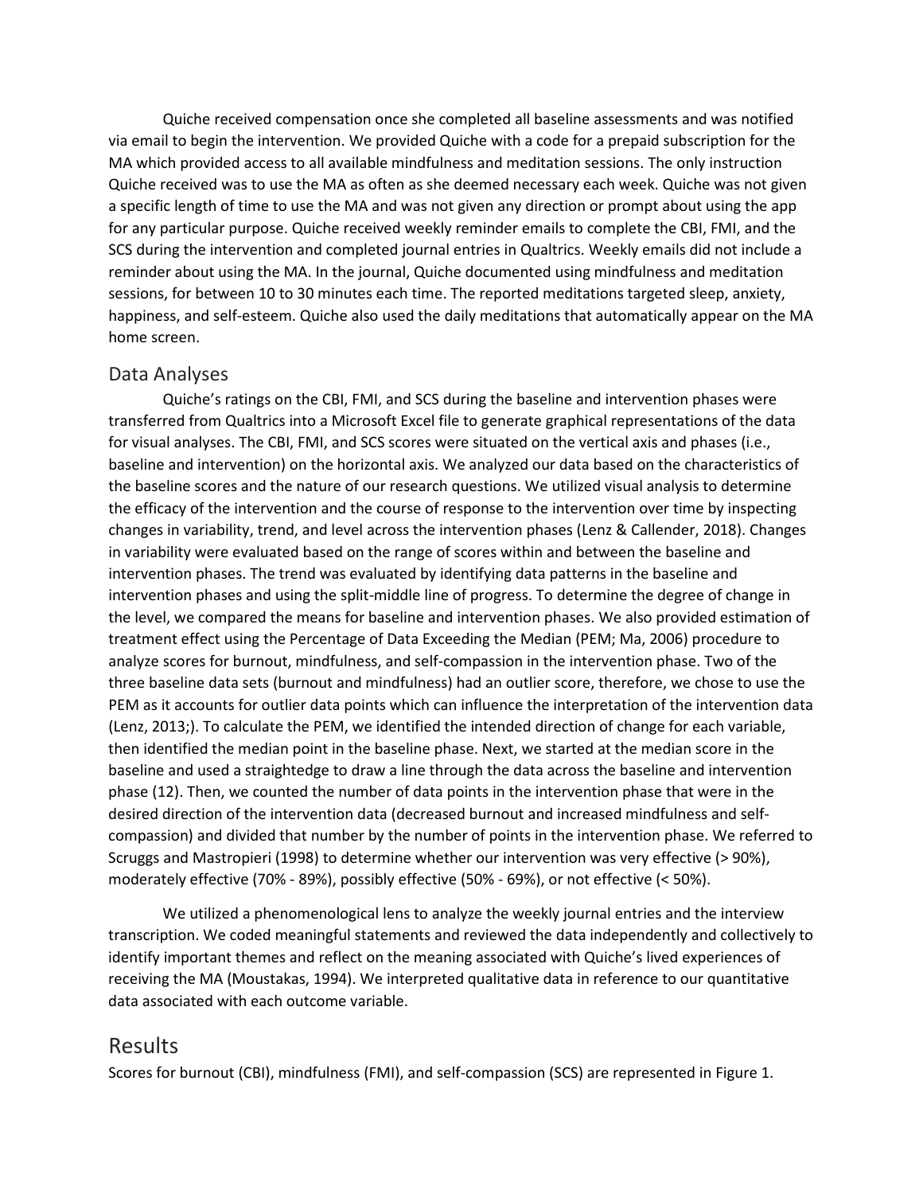Quiche received compensation once she completed all baseline assessments and was notified via email to begin the intervention. We provided Quiche with a code for a prepaid subscription for the MA which provided access to all available mindfulness and meditation sessions. The only instruction Quiche received was to use the MA as often as she deemed necessary each week. Quiche was not given a specific length of time to use the MA and was not given any direction or prompt about using the app for any particular purpose. Quiche received weekly reminder emails to complete the CBI, FMI, and the SCS during the intervention and completed journal entries in Qualtrics. Weekly emails did not include a reminder about using the MA. In the journal, Quiche documented using mindfulness and meditation sessions, for between 10 to 30 minutes each time. The reported meditations targeted sleep, anxiety, happiness, and self-esteem. Quiche also used the daily meditations that automatically appear on the MA home screen.

## Data Analyses

Quiche's ratings on the CBI, FMI, and SCS during the baseline and intervention phases were transferred from Qualtrics into a Microsoft Excel file to generate graphical representations of the data for visual analyses. The CBI, FMI, and SCS scores were situated on the vertical axis and phases (i.e., baseline and intervention) on the horizontal axis. We analyzed our data based on the characteristics of the baseline scores and the nature of our research questions. We utilized visual analysis to determine the efficacy of the intervention and the course of response to the intervention over time by inspecting changes in variability, trend, and level across the intervention phases (Lenz & Callender, 2018). Changes in variability were evaluated based on the range of scores within and between the baseline and intervention phases. The trend was evaluated by identifying data patterns in the baseline and intervention phases and using the split-middle line of progress. To determine the degree of change in the level, we compared the means for baseline and intervention phases. We also provided estimation of treatment effect using the Percentage of Data Exceeding the Median (PEM; Ma, 2006) procedure to analyze scores for burnout, mindfulness, and self-compassion in the intervention phase. Two of the three baseline data sets (burnout and mindfulness) had an outlier score, therefore, we chose to use the PEM as it accounts for outlier data points which can influence the interpretation of the intervention data (Lenz, 2013;). To calculate the PEM, we identified the intended direction of change for each variable, then identified the median point in the baseline phase. Next, we started at the median score in the baseline and used a straightedge to draw a line through the data across the baseline and intervention phase (12). Then, we counted the number of data points in the intervention phase that were in the desired direction of the intervention data (decreased burnout and increased mindfulness and self-compassion) and divided that number by the number of points in the intervention phase. We referred to Scruggs and Mastropieri (1998) to determine whether our intervention was very effective (> 90%), moderately effective (70% - 89%), possibly effective (50% - 69%), or not effective (< 50%).

We utilized a phenomenological lens to analyze the weekly journal entries and the interview transcription. We coded meaningful statements and reviewed the data independently and collectively to identify important themes and reflect on the meaning associated with Quiche's lived experiences of receiving the MA (Moustakas, 1994). We interpreted qualitative data in reference to our quantitative data associated with each outcome variable.

# Results

Scores for burnout (CBI), mindfulness (FMI), and self-compassion (SCS) are represented in Figure 1.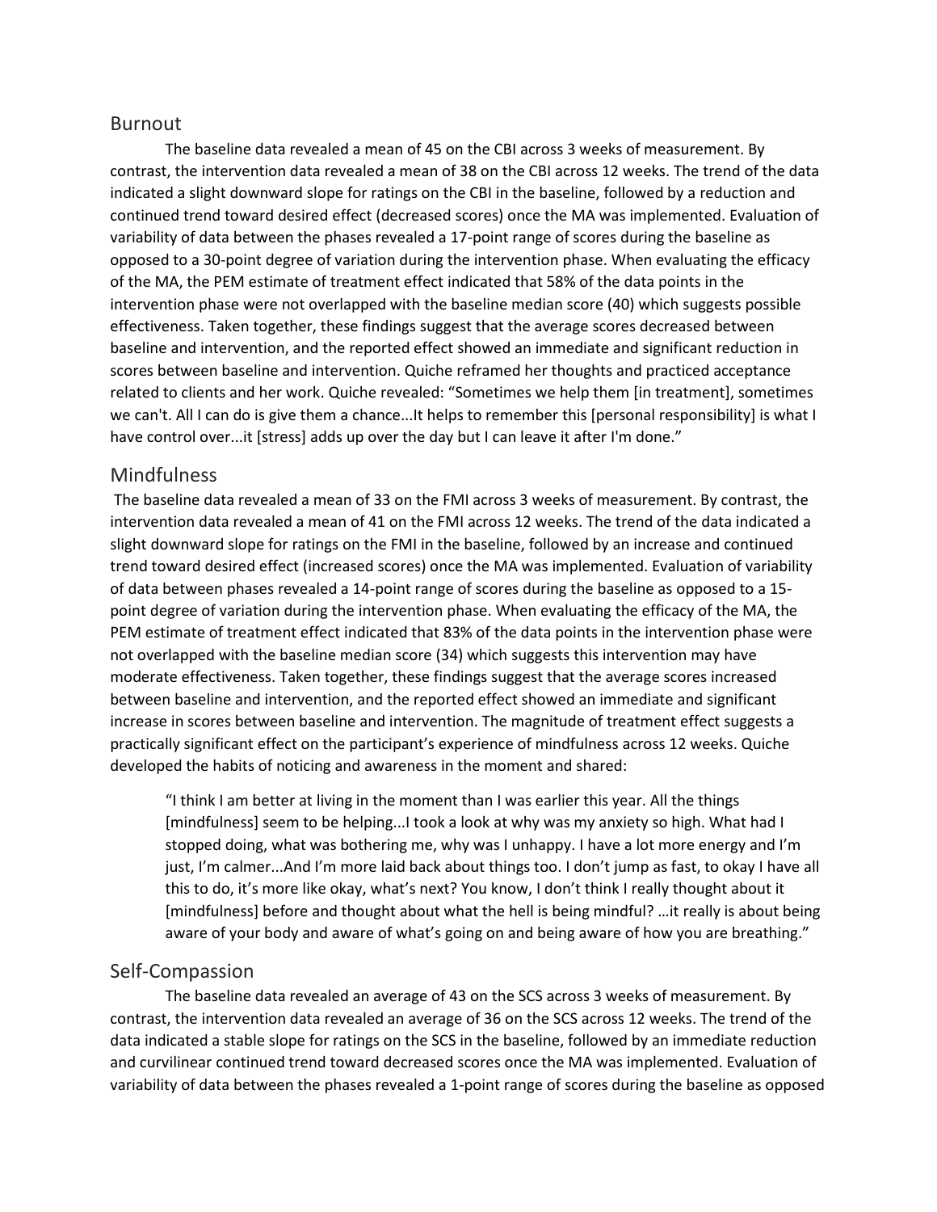## Burnout

The baseline data revealed a mean of 45 on the CBI across 3 weeks of measurement. By contrast, the intervention data revealed a mean of 38 on the CBI across 12 weeks. The trend of the data indicated a slight downward slope for ratings on the CBI in the baseline, followed by a reduction and continued trend toward desired effect (decreased scores) once the MA was implemented. Evaluation of variability of data between the phases revealed a 17-point range of scores during the baseline as opposed to a 30-point degree of variation during the intervention phase. When evaluating the efficacy of the MA, the PEM estimate of treatment effect indicated that 58% of the data points in the intervention phase were not overlapped with the baseline median score (40) which suggests possible effectiveness. Taken together, these findings suggest that the average scores decreased between baseline and intervention, and the reported effect showed an immediate and significant reduction in scores between baseline and intervention. Quiche reframed her thoughts and practiced acceptance related to clients and her work. Quiche revealed: "Sometimes we help them [in treatment], sometimes we can't. All I can do is give them a chance...It helps to remember this [personal responsibility] is what I have control over...it [stress] adds up over the day but I can leave it after I'm done."

## Mindfulness

The baseline data revealed a mean of 33 on the FMI across 3 weeks of measurement. By contrast, the intervention data revealed a mean of 41 on the FMI across 12 weeks. The trend of the data indicated a slight downward slope for ratings on the FMI in the baseline, followed by an increase and continued trend toward desired effect (increased scores) once the MA was implemented. Evaluation of variability of data between phases revealed a 14-point range of scores during the baseline as opposed to a 15-point degree of variation during the intervention phase. When evaluating the efficacy of the MA, the PEM estimate of treatment effect indicated that 83% of the data points in the intervention phase were not overlapped with the baseline median score (34) which suggests this intervention may have moderate effectiveness. Taken together, these findings suggest that the average scores increased between baseline and intervention, and the reported effect showed an immediate and significant increase in scores between baseline and intervention. The magnitude of treatment effect suggests a practically significant effect on the participant's experience of mindfulness across 12 weeks. Quiche developed the habits of noticing and awareness in the moment and shared:

> "I think I am better at living in the moment than I was earlier this year. All the things [mindfulness] seem to be helping...I took a look at why was my anxiety so high. What had I stopped doing, what was bothering me, why was I unhappy. I have a lot more energy and I'm just, I'm calmer...And I'm more laid back about things too. I don't jump as fast, to okay I have all this to do, it's more like okay, what's next? You know, I don't think I really thought about it [mindfulness] before and thought about what the hell is being mindful? …it really is about being aware of your body and aware of what's going on and being aware of how you are breathing."

## Self-Compassion

The baseline data revealed an average of 43 on the SCS across 3 weeks of measurement. By contrast, the intervention data revealed an average of 36 on the SCS across 12 weeks. The trend of the data indicated a stable slope for ratings on the SCS in the baseline, followed by an immediate reduction and curvilinear continued trend toward decreased scores once the MA was implemented. Evaluation of variability of data between the phases revealed a 1-point range of scores during the baseline as opposed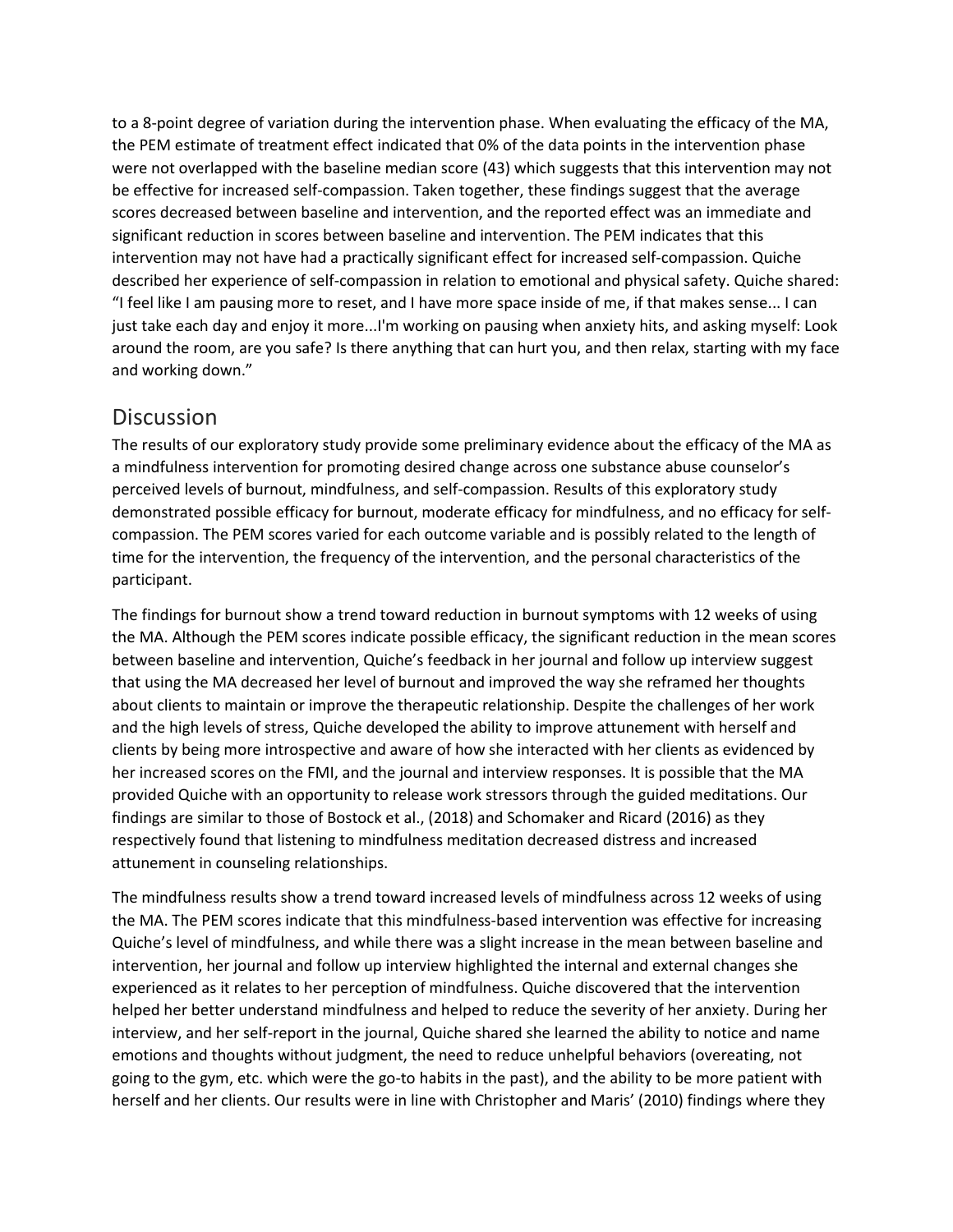to a 8-point degree of variation during the intervention phase. When evaluating the efficacy of the MA, the PEM estimate of treatment effect indicated that 0% of the data points in the intervention phase were not overlapped with the baseline median score (43) which suggests that this intervention may not be effective for increased self-compassion. Taken together, these findings suggest that the average scores decreased between baseline and intervention, and the reported effect was an immediate and significant reduction in scores between baseline and intervention. The PEM indicates that this intervention may not have had a practically significant effect for increased self-compassion. Quiche described her experience of self-compassion in relation to emotional and physical safety. Quiche shared: "I feel like I am pausing more to reset, and I have more space inside of me, if that makes sense... I can just take each day and enjoy it more...I'm working on pausing when anxiety hits, and asking myself: Look around the room, are you safe? Is there anything that can hurt you, and then relax, starting with my face and working down."

## Discussion

The results of our exploratory study provide some preliminary evidence about the efficacy of the MA as a mindfulness intervention for promoting desired change across one substance abuse counselor's perceived levels of burnout, mindfulness, and self-compassion. Results of this exploratory study demonstrated possible efficacy for burnout, moderate efficacy for mindfulness, and no efficacy for self-compassion. The PEM scores varied for each outcome variable and is possibly related to the length of time for the intervention, the frequency of the intervention, and the personal characteristics of the participant.

The findings for burnout show a trend toward reduction in burnout symptoms with 12 weeks of using the MA. Although the PEM scores indicate possible efficacy, the significant reduction in the mean scores between baseline and intervention, Quiche's feedback in her journal and follow up interview suggest that using the MA decreased her level of burnout and improved the way she reframed her thoughts about clients to maintain or improve the therapeutic relationship. Despite the challenges of her work and the high levels of stress, Quiche developed the ability to improve attunement with herself and clients by being more introspective and aware of how she interacted with her clients as evidenced by her increased scores on the FMI, and the journal and interview responses. It is possible that the MA provided Quiche with an opportunity to release work stressors through the guided meditations. Our findings are similar to those of Bostock et al., (2018) and Schomaker and Ricard (2016) as they respectively found that listening to mindfulness meditation decreased distress and increased attunement in counseling relationships.

The mindfulness results show a trend toward increased levels of mindfulness across 12 weeks of using the MA. The PEM scores indicate that this mindfulness-based intervention was effective for increasing Quiche's level of mindfulness, and while there was a slight increase in the mean between baseline and intervention, her journal and follow up interview highlighted the internal and external changes she experienced as it relates to her perception of mindfulness. Quiche discovered that the intervention helped her better understand mindfulness and helped to reduce the severity of her anxiety. During her interview, and her self-report in the journal, Quiche shared she learned the ability to notice and name emotions and thoughts without judgment, the need to reduce unhelpful behaviors (overeating, not going to the gym, etc. which were the go-to habits in the past), and the ability to be more patient with herself and her clients. Our results were in line with Christopher and Maris' (2010) findings where they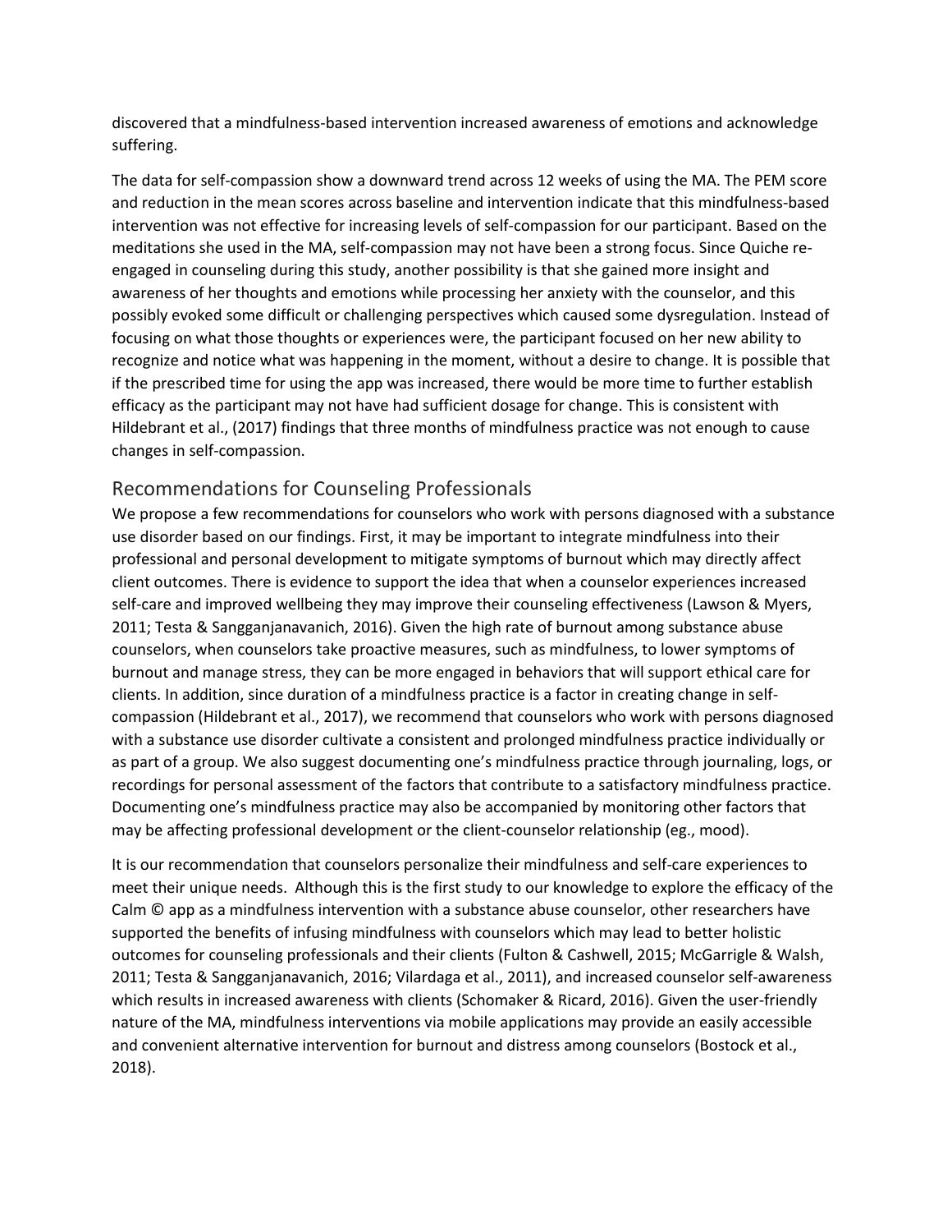discovered that a mindfulness-based intervention increased awareness of emotions and acknowledge suffering.

The data for self-compassion show a downward trend across 12 weeks of using the MA. The PEM score and reduction in the mean scores across baseline and intervention indicate that this mindfulness-based intervention was not effective for increasing levels of self-compassion for our participant. Based on the meditations she used in the MA, self-compassion may not have been a strong focus. Since Quiche re-engaged in counseling during this study, another possibility is that she gained more insight and awareness of her thoughts and emotions while processing her anxiety with the counselor, and this possibly evoked some difficult or challenging perspectives which caused some dysregulation. Instead of focusing on what those thoughts or experiences were, the participant focused on her new ability to recognize and notice what was happening in the moment, without a desire to change. It is possible that if the prescribed time for using the app was increased, there would be more time to further establish efficacy as the participant may not have had sufficient dosage for change. This is consistent with Hildebrant et al., (2017) findings that three months of mindfulness practice was not enough to cause changes in self-compassion.

## Recommendations for Counseling Professionals

We propose a few recommendations for counselors who work with persons diagnosed with a substance use disorder based on our findings. First, it may be important to integrate mindfulness into their professional and personal development to mitigate symptoms of burnout which may directly affect client outcomes. There is evidence to support the idea that when a counselor experiences increased self-care and improved wellbeing they may improve their counseling effectiveness (Lawson & Myers, 2011; Testa & Sangganjanavanich, 2016). Given the high rate of burnout among substance abuse counselors, when counselors take proactive measures, such as mindfulness, to lower symptoms of burnout and manage stress, they can be more engaged in behaviors that will support ethical care for clients. In addition, since duration of a mindfulness practice is a factor in creating change in self-compassion (Hildebrant et al., 2017), we recommend that counselors who work with persons diagnosed with a substance use disorder cultivate a consistent and prolonged mindfulness practice individually or as part of a group. We also suggest documenting one's mindfulness practice through journaling, logs, or recordings for personal assessment of the factors that contribute to a satisfactory mindfulness practice. Documenting one's mindfulness practice may also be accompanied by monitoring other factors that may be affecting professional development or the client-counselor relationship (eg., mood).

It is our recommendation that counselors personalize their mindfulness and self-care experiences to meet their unique needs. Although this is the first study to our knowledge to explore the efficacy of the Calm © app as a mindfulness intervention with a substance abuse counselor, other researchers have supported the benefits of infusing mindfulness with counselors which may lead to better holistic outcomes for counseling professionals and their clients (Fulton & Cashwell, 2015; McGarrigle & Walsh, 2011; Testa & Sangganjanavanich, 2016; Vilardaga et al., 2011), and increased counselor self-awareness which results in increased awareness with clients (Schomaker & Ricard, 2016). Given the user-friendly nature of the MA, mindfulness interventions via mobile applications may provide an easily accessible and convenient alternative intervention for burnout and distress among counselors (Bostock et al., 2018).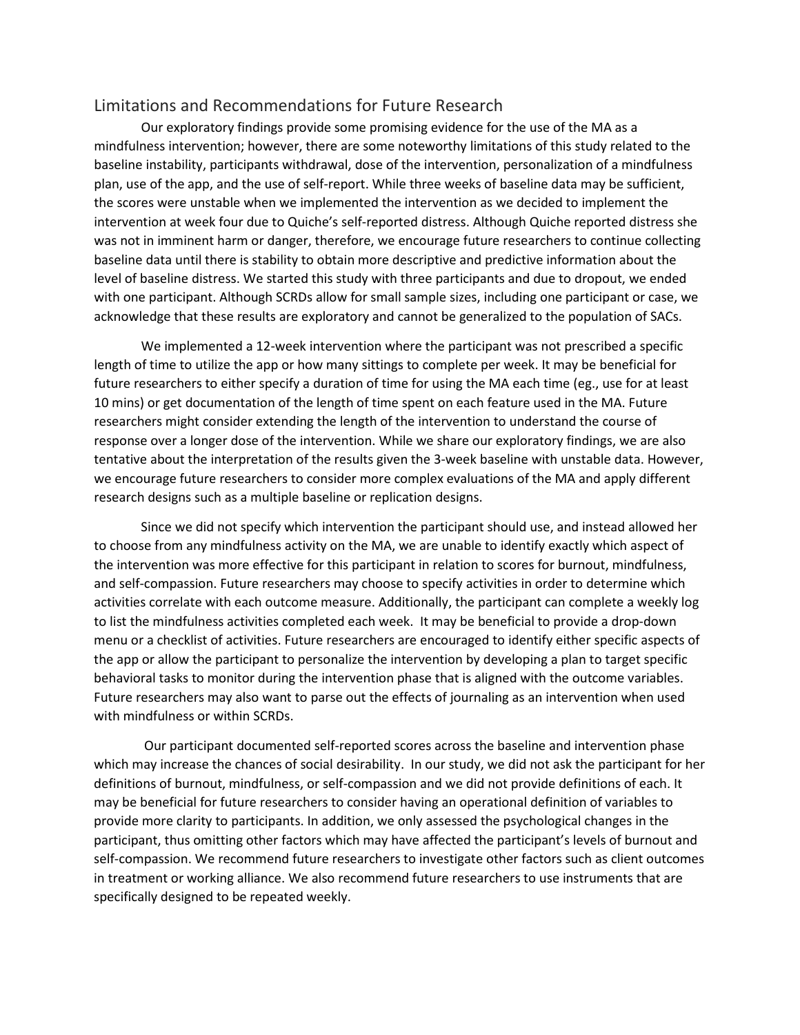## Limitations and Recommendations for Future Research

Our exploratory findings provide some promising evidence for the use of the MA as a mindfulness intervention; however, there are some noteworthy limitations of this study related to the baseline instability, participants withdrawal, dose of the intervention, personalization of a mindfulness plan, use of the app, and the use of self-report. While three weeks of baseline data may be sufficient, the scores were unstable when we implemented the intervention as we decided to implement the intervention at week four due to Quiche's self-reported distress. Although Quiche reported distress she was not in imminent harm or danger, therefore, we encourage future researchers to continue collecting baseline data until there is stability to obtain more descriptive and predictive information about the level of baseline distress. We started this study with three participants and due to dropout, we ended with one participant. Although SCRDs allow for small sample sizes, including one participant or case, we acknowledge that these results are exploratory and cannot be generalized to the population of SACs.

We implemented a 12-week intervention where the participant was not prescribed a specific length of time to utilize the app or how many sittings to complete per week. It may be beneficial for future researchers to either specify a duration of time for using the MA each time (eg., use for at least 10 mins) or get documentation of the length of time spent on each feature used in the MA. Future researchers might consider extending the length of the intervention to understand the course of response over a longer dose of the intervention. While we share our exploratory findings, we are also tentative about the interpretation of the results given the 3-week baseline with unstable data. However, we encourage future researchers to consider more complex evaluations of the MA and apply different research designs such as a multiple baseline or replication designs.

Since we did not specify which intervention the participant should use, and instead allowed her to choose from any mindfulness activity on the MA, we are unable to identify exactly which aspect of the intervention was more effective for this participant in relation to scores for burnout, mindfulness, and self-compassion. Future researchers may choose to specify activities in order to determine which activities correlate with each outcome measure. Additionally, the participant can complete a weekly log to list the mindfulness activities completed each week. It may be beneficial to provide a drop-down menu or a checklist of activities. Future researchers are encouraged to identify either specific aspects of the app or allow the participant to personalize the intervention by developing a plan to target specific behavioral tasks to monitor during the intervention phase that is aligned with the outcome variables. Future researchers may also want to parse out the effects of journaling as an intervention when used with mindfulness or within SCRDs.

Our participant documented self-reported scores across the baseline and intervention phase which may increase the chances of social desirability. In our study, we did not ask the participant for her definitions of burnout, mindfulness, or self-compassion and we did not provide definitions of each. It may be beneficial for future researchers to consider having an operational definition of variables to provide more clarity to participants. In addition, we only assessed the psychological changes in the participant, thus omitting other factors which may have affected the participant's levels of burnout and self-compassion. We recommend future researchers to investigate other factors such as client outcomes in treatment or working alliance. We also recommend future researchers to use instruments that are specifically designed to be repeated weekly.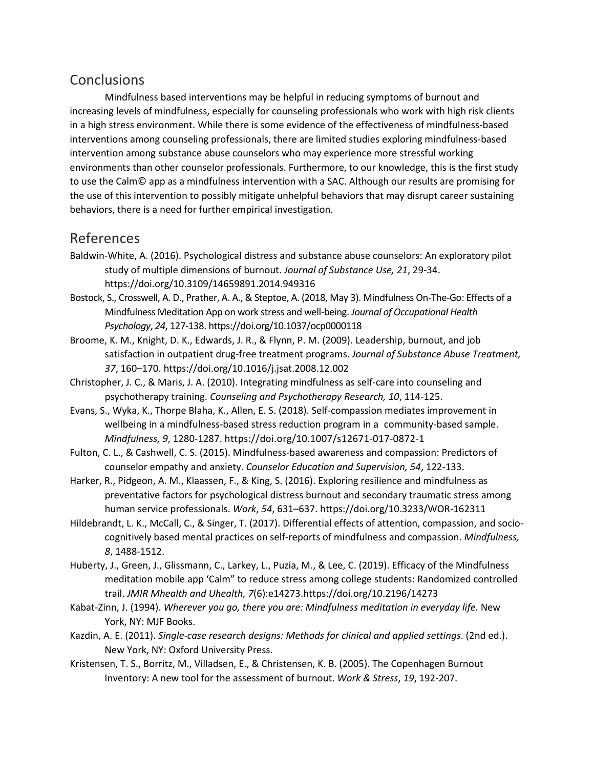## Conclusions

Mindfulness based interventions may be helpful in reducing symptoms of burnout and increasing levels of mindfulness, especially for counseling professionals who work with high risk clients in a high stress environment. While there is some evidence of the effectiveness of mindfulness-based interventions among counseling professionals, there are limited studies exploring mindfulness-based intervention among substance abuse counselors who may experience more stressful working environments than other counselor professionals. Furthermore, to our knowledge, this is the first study to use the Calm© app as a mindfulness intervention with a SAC. Although our results are promising for the use of this intervention to possibly mitigate unhelpful behaviors that may disrupt career sustaining behaviors, there is a need for further empirical investigation.

## References

Baldwin-White, A. (2016). Psychological distress and substance abuse counselors: An exploratory pilot study of multiple dimensions of burnout. *Journal of Substance Use, 21*, 29-34. https://doi.org/10.3109/14659891.2014.949316

Bostock, S., Crosswell, A. D., Prather, A. A., & Steptoe, A. (2018, May 3). Mindfulness On-The-Go: Effects of a Mindfulness Meditation App on work stress and well-being. *Journal of Occupational Health Psychology*, *24*, 127-138. https://doi.org/10.1037/ocp0000118

Broome, K. M., Knight, D. K., Edwards, J. R., & Flynn, P. M. (2009). Leadership, burnout, and job satisfaction in outpatient drug-free treatment programs. *Journal of Substance Abuse Treatment, 37*, 160–170. https://doi.org/10.1016/j.jsat.2008.12.002

Christopher, J. C., & Maris, J. A. (2010). Integrating mindfulness as self-care into counseling and psychotherapy training. *Counseling and Psychotherapy Research, 10*, 114-125.

Evans, S., Wyka, K., Thorpe Blaha, K., Allen, E. S. (2018). Self-compassion mediates improvement in wellbeing in a mindfulness-based stress reduction program in a community-based sample. *Mindfulness, 9*, 1280-1287. https://doi.org/10.1007/s12671-017-0872-1

Fulton, C. L., & Cashwell, C. S. (2015). Mindfulness-based awareness and compassion: Predictors of counselor empathy and anxiety. *Counselor Education and Supervision, 54*, 122-133.

Harker, R., Pidgeon, A. M., Klaassen, F., & King, S. (2016). Exploring resilience and mindfulness as preventative factors for psychological distress burnout and secondary traumatic stress among human service professionals. *Work*, *54*, 631–637. https://doi.org/10.3233/WOR-162311

Hildebrandt, L. K., McCall, C., & Singer, T. (2017). Differential effects of attention, compassion, and socio-cognitively based mental practices on self-reports of mindfulness and compassion. *Mindfulness, 8*, 1488-1512.

Huberty, J., Green, J., Glissmann, C., Larkey, L., Puzia, M., & Lee, C. (2019). Efficacy of the Mindfulness meditation mobile app 'Calm" to reduce stress among college students: Randomized controlled trail. *JMIR Mhealth and Uhealth, 7*(6):e14273.https://doi.org/10.2196/14273

Kabat-Zinn, J. (1994). *Wherever you go, there you are: Mindfulness meditation in everyday life.* New York, NY: MJF Books.

Kazdin, A. E. (2011). *Single-case research designs: Methods for clinical and applied settings*. (2nd ed.). New York, NY: Oxford University Press.

Kristensen, T. S., Borritz, M., Villadsen, E., & Christensen, K. B. (2005). The Copenhagen Burnout Inventory: A new tool for the assessment of burnout. *Work & Stress*, *19*, 192-207.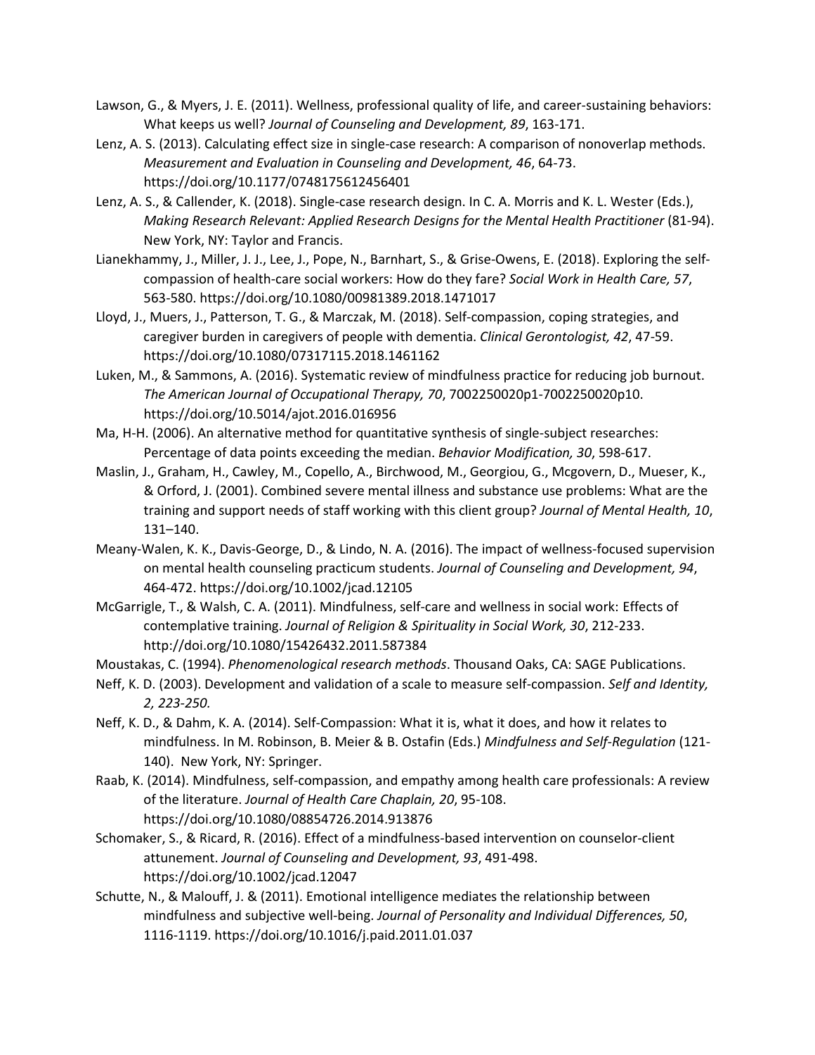Lawson, G., & Myers, J. E. (2011). Wellness, professional quality of life, and career-sustaining behaviors: What keeps us well? *Journal of Counseling and Development, 89*, 163-171.

Lenz, A. S. (2013). Calculating effect size in single-case research: A comparison of nonoverlap methods. *Measurement and Evaluation in Counseling and Development, 46*, 64-73. https://doi.org/10.1177/0748175612456401

Lenz, A. S., & Callender, K. (2018). Single-case research design. In C. A. Morris and K. L. Wester (Eds.), *Making Research Relevant: Applied Research Designs for the Mental Health Practitioner* (81-94). New York, NY: Taylor and Francis.

Lianekhammy, J., Miller, J. J., Lee, J., Pope, N., Barnhart, S., & Grise-Owens, E. (2018). Exploring the self-compassion of health-care social workers: How do they fare? *Social Work in Health Care, 57*, 563-580. https://doi.org/10.1080/00981389.2018.1471017

Lloyd, J., Muers, J., Patterson, T. G., & Marczak, M. (2018). Self-compassion, coping strategies, and caregiver burden in caregivers of people with dementia. *Clinical Gerontologist, 42*, 47-59. https://doi.org/10.1080/07317115.2018.1461162

Luken, M., & Sammons, A. (2016). Systematic review of mindfulness practice for reducing job burnout. *The American Journal of Occupational Therapy, 70*, 7002250020p1-7002250020p10. https://doi.org/10.5014/ajot.2016.016956

Ma, H-H. (2006). An alternative method for quantitative synthesis of single-subject researches: Percentage of data points exceeding the median. *Behavior Modification, 30*, 598-617.

Maslin, J., Graham, H., Cawley, M., Copello, A., Birchwood, M., Georgiou, G., Mcgovern, D., Mueser, K., & Orford, J. (2001). Combined severe mental illness and substance use problems: What are the training and support needs of staff working with this client group? *Journal of Mental Health, 10*, 131–140.

Meany-Walen, K. K., Davis-George, D., & Lindo, N. A. (2016). The impact of wellness-focused supervision on mental health counseling practicum students. *Journal of Counseling and Development, 94*, 464-472. https://doi.org/10.1002/jcad.12105

McGarrigle, T., & Walsh, C. A. (2011). Mindfulness, self-care and wellness in social work: Effects of contemplative training. *Journal of Religion & Spirituality in Social Work, 30*, 212-233. http://doi.org/10.1080/15426432.2011.587384

Moustakas, C. (1994). *Phenomenological research methods*. Thousand Oaks, CA: SAGE Publications.

Neff, K. D. (2003). Development and validation of a scale to measure self-compassion. *Self and Identity, 2, 223-250.*

Neff, K. D., & Dahm, K. A. (2014). Self-Compassion: What it is, what it does, and how it relates to mindfulness. In M. Robinson, B. Meier & B. Ostafin (Eds.) *Mindfulness and Self-Regulation* (121-140). New York, NY: Springer.

Raab, K. (2014). Mindfulness, self-compassion, and empathy among health care professionals: A review of the literature. *Journal of Health Care Chaplain, 20*, 95-108. https://doi.org/10.1080/08854726.2014.913876

Schomaker, S., & Ricard, R. (2016). Effect of a mindfulness-based intervention on counselor-client attunement. *Journal of Counseling and Development, 93*, 491-498. https://doi.org/10.1002/jcad.12047

Schutte, N., & Malouff, J. & (2011). Emotional intelligence mediates the relationship between mindfulness and subjective well-being. *Journal of Personality and Individual Differences, 50*, 1116-1119. https://doi.org/10.1016/j.paid.2011.01.037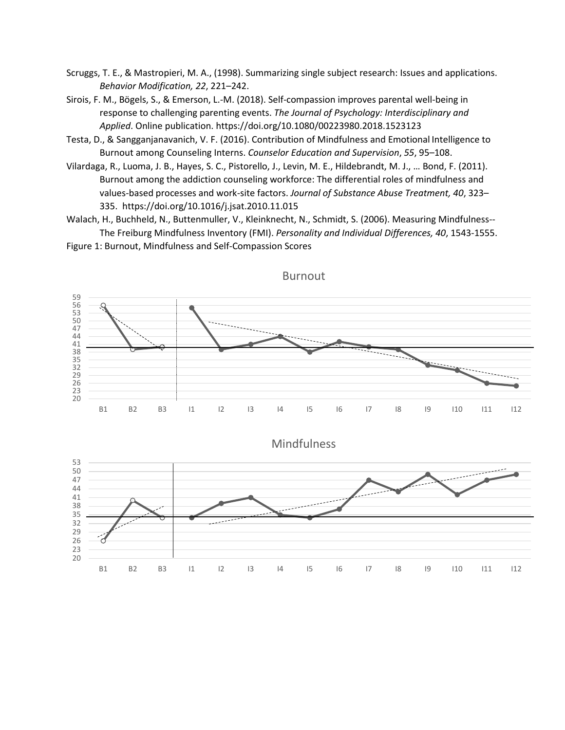Scruggs, T. E., & Mastropieri, M. A., (1998). Summarizing single subject research: Issues and applications. *Behavior Modification, 22*, 221–242.

Sirois, F. M., Bögels, S., & Emerson, L.-M. (2018). Self-compassion improves parental well-being in response to challenging parenting events. *The Journal of Psychology: Interdisciplinary and Applied*. Online publication. https://doi.org/10.1080/00223980.2018.1523123

Testa, D., & Sangganjanavanich, V. F. (2016). Contribution of Mindfulness and Emotional Intelligence to Burnout among Counseling Interns. *Counselor Education and Supervision*, *55*, 95–108.

Vilardaga, R., Luoma, J. B., Hayes, S. C., Pistorello, J., Levin, M. E., Hildebrandt, M. J., … Bond, F. (2011). Burnout among the addiction counseling workforce: The differential roles of mindfulness and values-based processes and work-site factors. *Journal of Substance Abuse Treatment, 40*, 323–335. https://doi.org/10.1016/j.jsat.2010.11.015

Walach, H., Buchheld, N., Buttenmuller, V., Kleinknecht, N., Schmidt, S. (2006). Measuring Mindfulness--The Freiburg Mindfulness Inventory (FMI). *Personality and Individual Differences, 40*, 1543-1555.

Figure 1: Burnout, Mindfulness and Self-Compassion Scores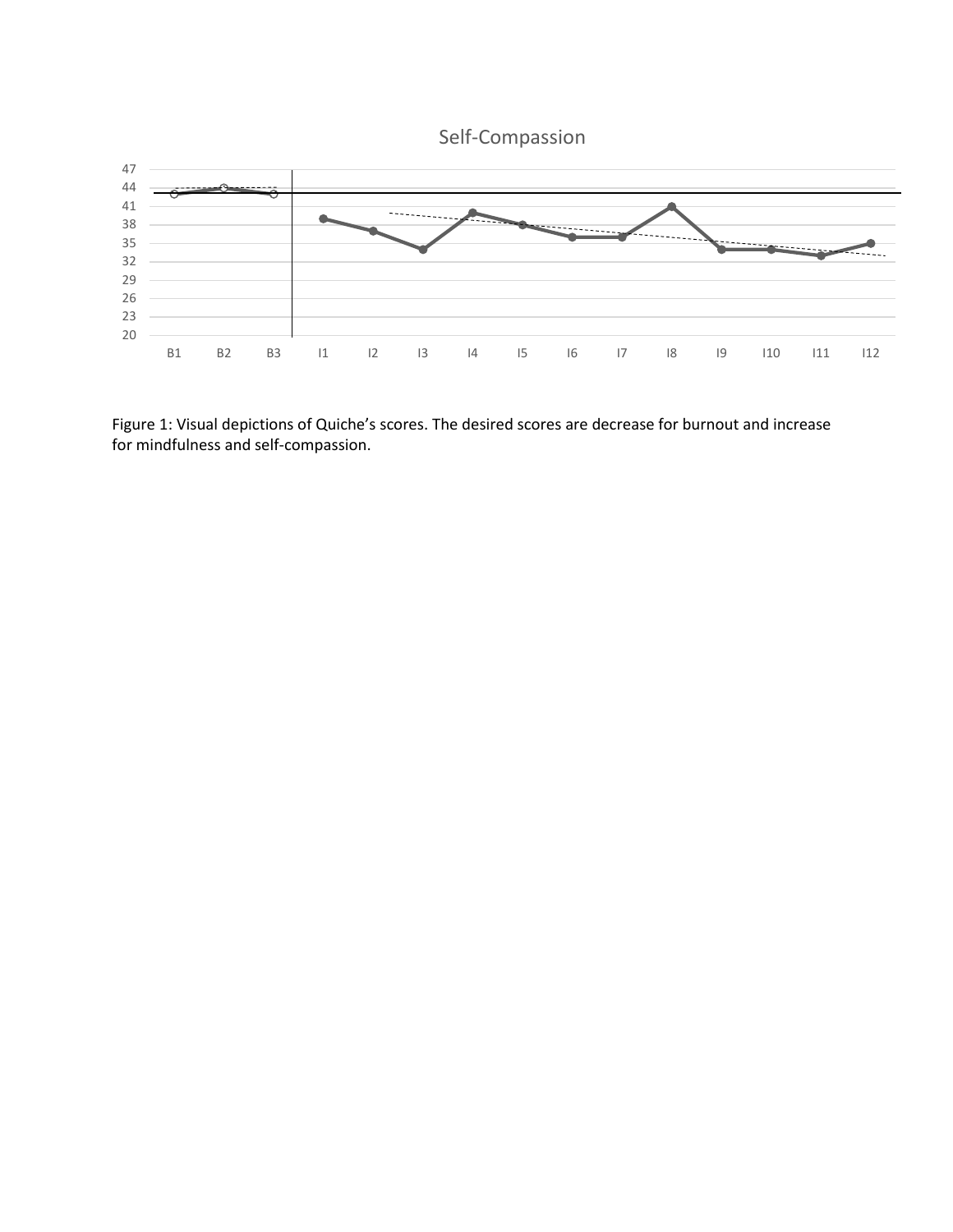Self-Compassion

47
44
41
38
35
32
29
26
23
20

B1 B2 B3 I1 I2 I3 I4 I5 I6 I7 I8 I9 I10 I11 I12

Figure 1: Visual depictions of Quiche's scores. The desired scores are decrease for burnout and increase for mindfulness and self-compassion.